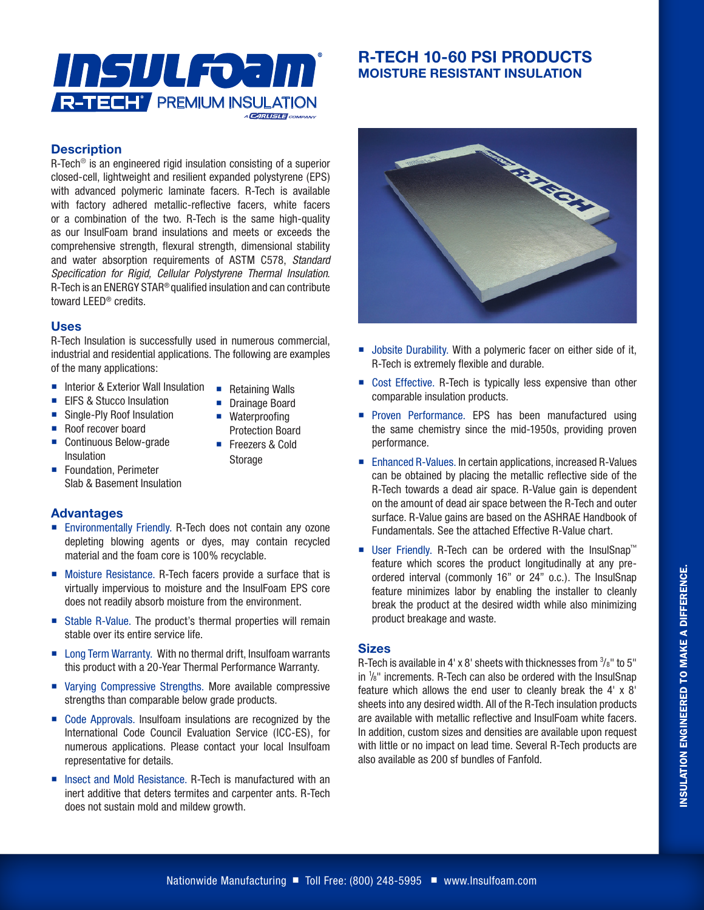# INSULFOAM R-TECH® PREMIUM INSULATION

## R-TECH 10-60 PSI PRODUCTS
### MOISTURE RESISTANT INSULATION

## Description

R-Tech® is an engineered rigid insulation consisting of a superior closed-cell, lightweight and resilient expanded polystyrene (EPS) with advanced polymeric laminate facers. R-Tech is available with factory adhered metallic-reflective facers, white facers or a combination of the two. R-Tech is the same high-quality as our InsulFoam brand insulations and meets or exceeds the comprehensive strength, flexural strength, dimensional stability and water absorption requirements of ASTM C578, *Standard Specification for Rigid, Cellular Polystyrene Thermal Insulation*. R-Tech is an ENERGY STAR® qualified insulation and can contribute toward LEED® credits.

## Uses

R-Tech Insulation is successfully used in numerous commercial, industrial and residential applications. The following are examples of the many applications:

- Interior & Exterior Wall Insulation
- EIFS & Stucco Insulation
- Single-Ply Roof Insulation
- Roof recover board
- Continuous Below-grade Insulation
- Foundation, Perimeter Slab & Basement Insulation
- Retaining Walls
- Drainage Board
- Waterproofing Protection Board
- Freezers & Cold Storage

## Advantages

- Environmentally Friendly. R-Tech does not contain any ozone depleting blowing agents or dyes, may contain recycled material and the foam core is 100% recyclable.
- Moisture Resistance. R-Tech facers provide a surface that is virtually impervious to moisture and the InsulFoam EPS core does not readily absorb moisture from the environment.
- Stable R-Value. The product's thermal properties will remain stable over its entire service life.
- Long Term Warranty. With no thermal drift, Insulfoam warrants this product with a 20-Year Thermal Performance Warranty.
- Varying Compressive Strengths. More available compressive strengths than comparable below grade products.
- Code Approvals. Insulfoam insulations are recognized by the International Code Council Evaluation Service (ICC-ES), for numerous applications. Please contact your local Insulfoam representative for details.
- Insect and Mold Resistance. R-Tech is manufactured with an inert additive that deters termites and carpenter ants. R-Tech does not sustain mold and mildew growth.
- Jobsite Durability. With a polymeric facer on either side of it, R-Tech is extremely flexible and durable.
- Cost Effective. R-Tech is typically less expensive than other comparable insulation products.
- Proven Performance. EPS has been manufactured using the same chemistry since the mid-1950s, providing proven performance.
- Enhanced R-Values. In certain applications, increased R-Values can be obtained by placing the metallic reflective side of the R-Tech towards a dead air space. R-Value gain is dependent on the amount of dead air space between the R-Tech and outer surface. R-Value gains are based on the ASHRAE Handbook of Fundamentals. See the attached Effective R-Value chart.
- User Friendly. R-Tech can be ordered with the InsulSnap™ feature which scores the product longitudinally at any pre-ordered interval (commonly 16" or 24" o.c.). The InsulSnap feature minimizes labor by enabling the installer to cleanly break the product at the desired width while also minimizing product breakage and waste.

## Sizes

R-Tech is available in 4' x 8' sheets with thicknesses from 3/8" to 5" in 1/8" increments. R-Tech can also be ordered with the InsulSnap feature which allows the end user to cleanly break the 4' x 8' sheets into any desired width. All of the R-Tech insulation products are available with metallic reflective and InsulFoam white facers. In addition, custom sizes and densities are available upon request with little or no impact on lead time. Several R-Tech products are also available as 200 sf bundles of Fanfold.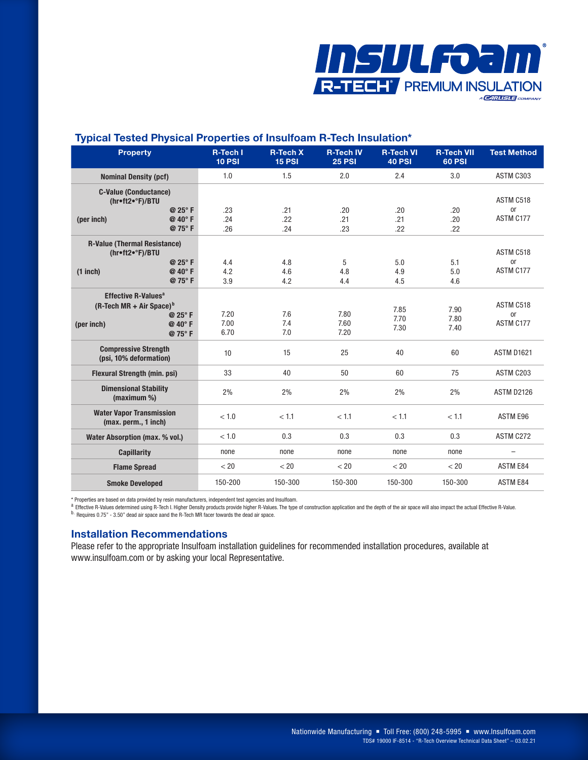INSULFOAM R-TECH® PREMIUM INSULATION

A CARLISLE COMPANY

## Typical Tested Physical Properties of Insulfoam R-Tech Insulation*

| Property | | R-Tech I 10 PSI | R-Tech X 15 PSI | R-Tech IV 25 PSI | R-Tech VI 40 PSI | R-Tech VII 60 PSI | Test Method |
|---|---|---|---|---|---|---|---|
| Nominal Density (pcf) | | 1.0 | 1.5 | 2.0 | 2.4 | 3.0 | ASTM C303 |
| C-Value (Conductance) (hr•ft2•°F)/BTU (per inch) | @ 25° F | .23 | .21 | .20 | .20 | .20 | ASTM C518 or ASTM C177 |
| | @ 40° F | .24 | .22 | .21 | .21 | .20 | |
| | @ 75° F | .26 | .24 | .23 | .22 | .22 | |
| R-Value (Thermal Resistance) (hr•ft2•°F)/BTU (1 inch) | @ 25° F | 4.4 | 4.8 | 5 | 5.0 | 5.1 | ASTM C518 or ASTM C177 |
| | @ 40° F | 4.2 | 4.6 | 4.8 | 4.9 | 5.0 | |
| | @ 75° F | 3.9 | 4.2 | 4.4 | 4.5 | 4.6 | |
| Effective R-Values[a] (R-Tech MR + Air Space)[b] (per inch) | @ 25° F | 7.20 | 7.6 | 7.80 | 7.85 | 7.90 | ASTM C518 or ASTM C177 |
| | @ 40° F | 7.00 | 7.4 | 7.60 | 7.70 | 7.80 | |
| | @ 75° F | 6.70 | 7.0 | 7.20 | 7.30 | 7.40 | |
| Compressive Strength (psi, 10% deformation) | | 10 | 15 | 25 | 40 | 60 | ASTM D1621 |
| Flexural Strength (min. psi) | | 33 | 40 | 50 | 60 | 75 | ASTM C203 |
| Dimensional Stability (maximum %) | | 2% | 2% | 2% | 2% | 2% | ASTM D2126 |
| Water Vapor Transmission (max. perm., 1 inch) | | < 1.0 | < 1.1 | < 1.1 | < 1.1 | < 1.1 | ASTM E96 |
| Water Absorption (max. % vol.) | | < 1.0 | 0.3 | 0.3 | 0.3 | 0.3 | ASTM C272 |
| Capillarity | | none | none | none | none | none | – |
| Flame Spread | | < 20 | < 20 | < 20 | < 20 | < 20 | ASTM E84 |
| Smoke Developed | | 150-200 | 150-300 | 150-300 | 150-300 | 150-300 | ASTM E84 |

\* Properties are based on data provided by resin manufacturers, independent test agencies and Insulfoam.

[a] Effective R-Values determined using R-Tech I. Higher Density products provide higher R-Values. The type of construction application and the depth of the air space will also impact the actual Effective R-Value.

[b] Requires 0.75" - 3.50" dead air space aand the R-Tech MR facer towards the dead air space.

## Installation Recommendations

Please refer to the appropriate Insulfoam installation guidelines for recommended installation procedures, available at www.insulfoam.com or by asking your local Representative.

Nationwide Manufacturing ▪ Toll Free: (800) 248-5995 ▪ www.Insulfoam.com

TDS# 19000 IF-8514 - "R-Tech Overview Technical Data Sheet" – 03.02.21